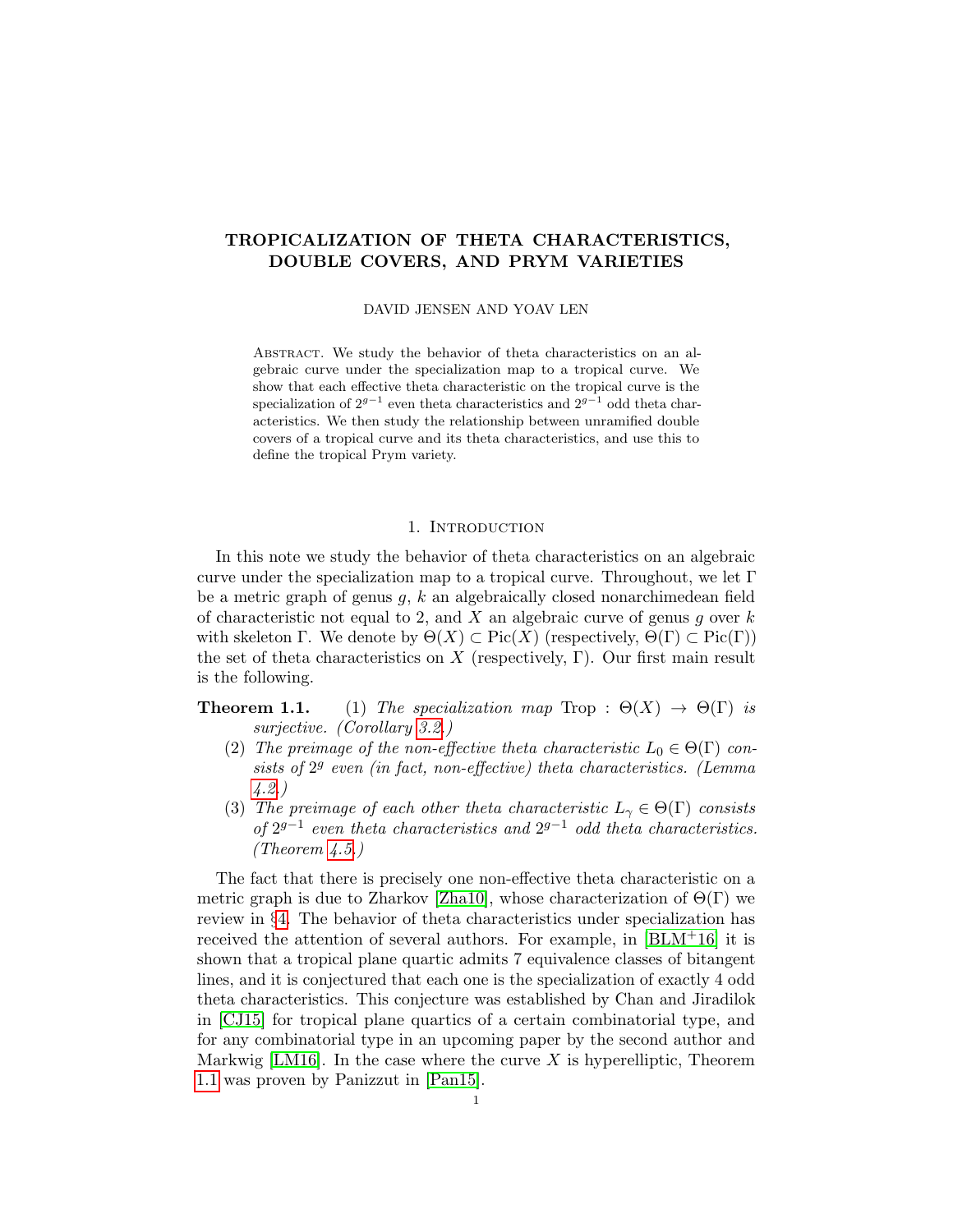# TROPICALIZATION OF THETA CHARACTERISTICS, DOUBLE COVERS, AND PRYM VARIETIES

DAVID JENSEN AND YOAV LEN

ABSTRACT. We study the behavior of theta characteristics on an algebraic curve under the specialization map to a tropical curve. We show that each effective theta characteristic on the tropical curve is the specialization of $2^{g-1}$ even theta characteristics and $2^{g-1}$ odd theta characteristics. We then study the relationship between unramified double covers of a tropical curve and its theta characteristics, and use this to define the tropical Prym variety.

## 1. INTRODUCTION

In this note we study the behavior of theta characteristics on an algebraic curve under the specialization map to a tropical curve. Throughout, we let $\Gamma$ be a metric graph of genus $g$, $k$ an algebraically closed nonarchimedean field of characteristic not equal to 2, and $X$ an algebraic curve of genus $g$ over $k$ with skeleton $\Gamma$. We denote by $\Theta(X) \subset \mathrm{Pic}(X)$ (respectively, $\Theta(\Gamma) \subset \mathrm{Pic}(\Gamma)$) the set of theta characteristics on $X$ (respectively, $\Gamma$). Our first main result is the following.

**Theorem 1.1.** (1) *The specialization map* $\mathrm{Trop} : \Theta(X) \to \Theta(\Gamma)$ *is surjective. (Corollary 3.2.)*

(2) *The preimage of the non-effective theta characteristic $L_0 \in \Theta(\Gamma)$ consists of $2^g$ even (in fact, non-effective) theta characteristics. (Lemma 4.2.)*

(3) *The preimage of each other theta characteristic $L_\gamma \in \Theta(\Gamma)$ consists of $2^{g-1}$ even theta characteristics and $2^{g-1}$ odd theta characteristics. (Theorem 4.5.)*

The fact that there is precisely one non-effective theta characteristic on a metric graph is due to Zharkov [Zha10], whose characterization of $\Theta(\Gamma)$ we review in §4. The behavior of theta characteristics under specialization has received the attention of several authors. For example, in [BLM+16] it is shown that a tropical plane quartic admits 7 equivalence classes of bitangent lines, and it is conjectured that each one is the specialization of exactly 4 odd theta characteristics. This conjecture was established by Chan and Jiradilok in [CJ15] for tropical plane quartics of a certain combinatorial type, and for any combinatorial type in an upcoming paper by the second author and Markwig [LM16]. In the case where the curve $X$ is hyperelliptic, Theorem 1.1 was proven by Panizzut in [Pan15].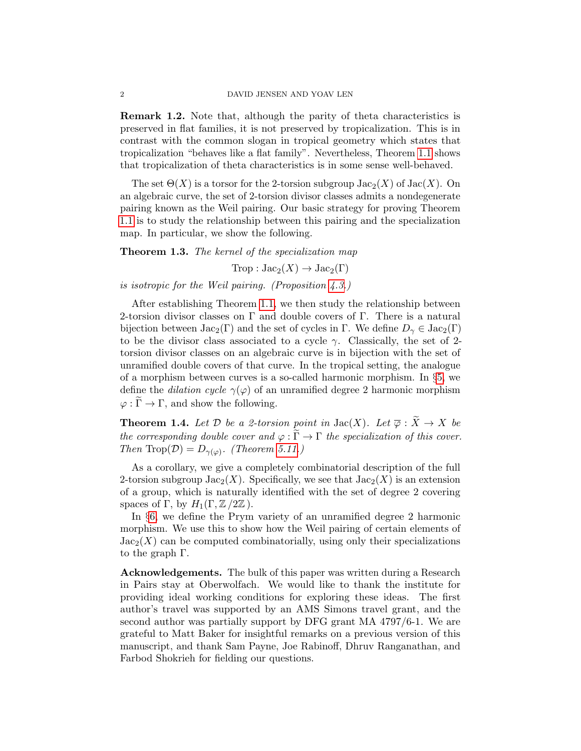**Remark 1.2.** Note that, although the parity of theta characteristics is preserved in flat families, it is not preserved by tropicalization. This is in contrast with the common slogan in tropical geometry which states that tropicalization "behaves like a flat family". Nevertheless, Theorem 1.1 shows that tropicalization of theta characteristics is in some sense well-behaved.

The set $\Theta(X)$ is a torsor for the 2-torsion subgroup $\mathrm{Jac}_2(X)$ of $\mathrm{Jac}(X)$. On an algebraic curve, the set of 2-torsion divisor classes admits a nondegenerate pairing known as the Weil pairing. Our basic strategy for proving Theorem 1.1 is to study the relationship between this pairing and the specialization map. In particular, we show the following.

**Theorem 1.3.** *The kernel of the specialization map*

$$\mathrm{Trop} : \mathrm{Jac}_2(X) \to \mathrm{Jac}_2(\Gamma)$$

*is isotropic for the Weil pairing. (Proposition 4.3.)*

After establishing Theorem 1.1, we then study the relationship between 2-torsion divisor classes on $\Gamma$ and double covers of $\Gamma$. There is a natural bijection between $\mathrm{Jac}_2(\Gamma)$ and the set of cycles in $\Gamma$. We define $D_\gamma \in \mathrm{Jac}_2(\Gamma)$ to be the divisor class associated to a cycle $\gamma$. Classically, the set of 2-torsion divisor classes on an algebraic curve is in bijection with the set of unramified double covers of that curve. In the tropical setting, the analogue of a morphism between curves is a so-called harmonic morphism. In §5, we define the *dilation cycle* $\gamma(\varphi)$ of an unramified degree 2 harmonic morphism $\varphi : \widetilde{\Gamma} \to \Gamma$, and show the following.

**Theorem 1.4.** *Let $\mathcal{D}$ be a 2-torsion point in $\mathrm{Jac}(X)$. Let $\overline{\varphi} : \widetilde{X} \to X$ be the corresponding double cover and $\varphi : \widetilde{\Gamma} \to \Gamma$ the specialization of this cover. Then $\mathrm{Trop}(\mathcal{D}) = D_{\gamma(\varphi)}$. (Theorem 5.11.)*

As a corollary, we give a completely combinatorial description of the full 2-torsion subgroup $\mathrm{Jac}_2(X)$. Specifically, we see that $\mathrm{Jac}_2(X)$ is an extension of a group, which is naturally identified with the set of degree 2 covering spaces of $\Gamma$, by $H_1(\Gamma, \mathbb{Z}/2\mathbb{Z})$.

In §6, we define the Prym variety of an unramified degree 2 harmonic morphism. We use this to show how the Weil pairing of certain elements of $\mathrm{Jac}_2(X)$ can be computed combinatorially, using only their specializations to the graph $\Gamma$.

**Acknowledgements.** The bulk of this paper was written during a Research in Pairs stay at Oberwolfach. We would like to thank the institute for providing ideal working conditions for exploring these ideas. The first author's travel was supported by an AMS Simons travel grant, and the second author was partially support by DFG grant MA 4797/6-1. We are grateful to Matt Baker for insightful remarks on a previous version of this manuscript, and thank Sam Payne, Joe Rabinoff, Dhruv Ranganathan, and Farbod Shokrieh for fielding our questions.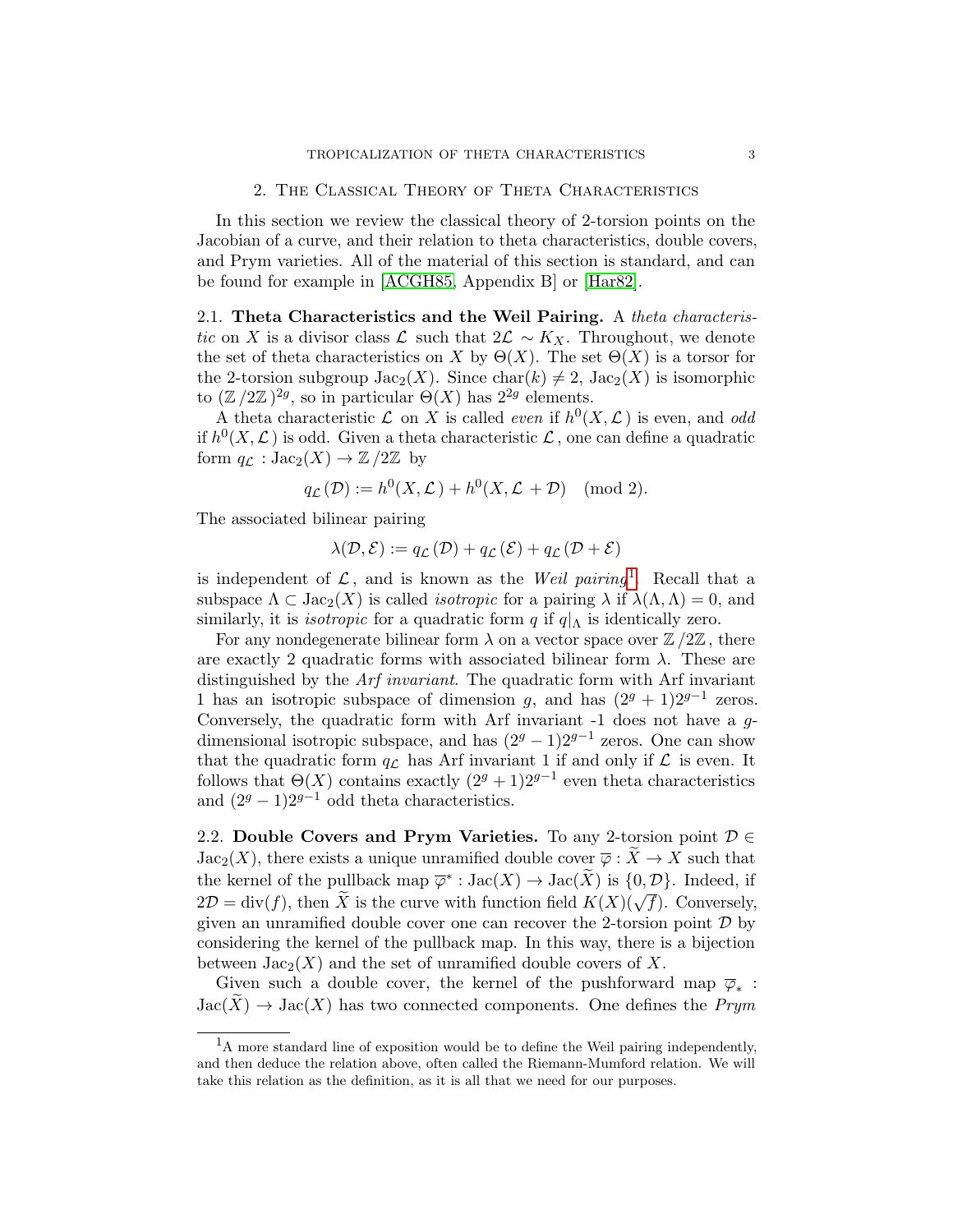## 2. The Classical Theory of Theta Characteristics

In this section we review the classical theory of 2-torsion points on the Jacobian of a curve, and their relation to theta characteristics, double covers, and Prym varieties. All of the material of this section is standard, and can be found for example in [ACGH85, Appendix B] or [Har82].

### 2.1. Theta Characteristics and the Weil Pairing.

A *theta characteristic* on $X$ is a divisor class $\mathcal{L}$ such that $2\mathcal{L} \sim K_X$. Throughout, we denote the set of theta characteristics on $X$ by $\Theta(X)$. The set $\Theta(X)$ is a torsor for the 2-torsion subgroup $\mathrm{Jac}_2(X)$. Since $\mathrm{char}(k) \neq 2$, $\mathrm{Jac}_2(X)$ is isomorphic to $(\mathbb{Z}/2\mathbb{Z})^{2g}$, so in particular $\Theta(X)$ has $2^{2g}$ elements.

A theta characteristic $\mathcal{L}$ on $X$ is called *even* if $h^0(X, \mathcal{L})$ is even, and *odd* if $h^0(X, \mathcal{L})$ is odd. Given a theta characteristic $\mathcal{L}$, one can define a quadratic form $q_{\mathcal{L}} : \mathrm{Jac}_2(X) \to \mathbb{Z}/2\mathbb{Z}$ by

$$q_{\mathcal{L}}(\mathcal{D}) := h^0(X, \mathcal{L}) + h^0(X, \mathcal{L} + \mathcal{D}) \pmod 2.$$

The associated bilinear pairing

$$\lambda(\mathcal{D}, \mathcal{E}) := q_{\mathcal{L}}(\mathcal{D}) + q_{\mathcal{L}}(\mathcal{E}) + q_{\mathcal{L}}(\mathcal{D} + \mathcal{E})$$

is independent of $\mathcal{L}$, and is known as the *Weil pairing*[1]. Recall that a subspace $\Lambda \subset \mathrm{Jac}_2(X)$ is called *isotropic* for a pairing $\lambda$ if $\lambda(\Lambda, \Lambda) = 0$, and similarly, it is *isotropic* for a quadratic form $q$ if $q|_\Lambda$ is identically zero.

For any nondegenerate bilinear form $\lambda$ on a vector space over $\mathbb{Z}/2\mathbb{Z}$, there are exactly 2 quadratic forms with associated bilinear form $\lambda$. These are distinguished by the *Arf invariant*. The quadratic form with Arf invariant 1 has an isotropic subspace of dimension $g$, and has $(2^g + 1)2^{g-1}$ zeros. Conversely, the quadratic form with Arf invariant -1 does not have a $g$-dimensional isotropic subspace, and has $(2^g - 1)2^{g-1}$ zeros. One can show that the quadratic form $q_{\mathcal{L}}$ has Arf invariant 1 if and only if $\mathcal{L}$ is even. It follows that $\Theta(X)$ contains exactly $(2^g + 1)2^{g-1}$ even theta characteristics and $(2^g - 1)2^{g-1}$ odd theta characteristics.

### 2.2. Double Covers and Prym Varieties.

To any 2-torsion point $\mathcal{D} \in \mathrm{Jac}_2(X)$, there exists a unique unramified double cover $\overline{\varphi} : \widetilde{X} \to X$ such that the kernel of the pullback map $\overline{\varphi}^* : \mathrm{Jac}(X) \to \mathrm{Jac}(\widetilde{X})$ is $\{0, \mathcal{D}\}$. Indeed, if $2\mathcal{D} = \mathrm{div}(f)$, then $\widetilde{X}$ is the curve with function field $K(X)(\sqrt{f})$. Conversely, given an unramified double cover one can recover the 2-torsion point $\mathcal{D}$ by considering the kernel of the pullback map. In this way, there is a bijection between $\mathrm{Jac}_2(X)$ and the set of unramified double covers of $X$.

Given such a double cover, the kernel of the pushforward map $\overline{\varphi}_* : \mathrm{Jac}(\widetilde{X}) \to \mathrm{Jac}(X)$ has two connected components. One defines the *Prym*

[1] A more standard line of exposition would be to define the Weil pairing independently, and then deduce the relation above, often called the Riemann-Mumford relation. We will take this relation as the definition, as it is all that we need for our purposes.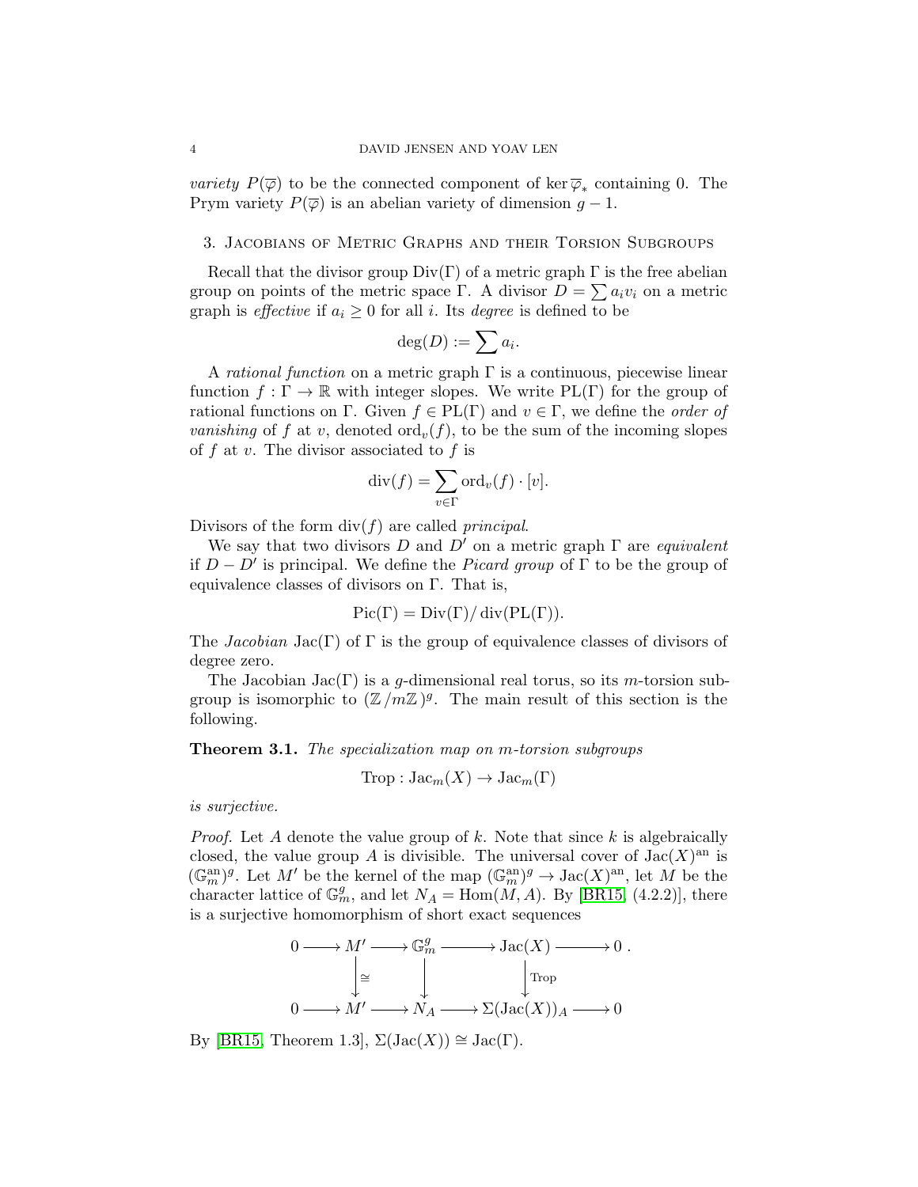*variety* $P(\overline{\varphi})$ to be the connected component of $\ker \overline{\varphi}_*$ containing 0. The Prym variety $P(\overline{\varphi})$ is an abelian variety of dimension $g-1$.

## 3. Jacobians of Metric Graphs and their Torsion Subgroups

Recall that the divisor group $\mathrm{Div}(\Gamma)$ of a metric graph $\Gamma$ is the free abelian group on points of the metric space $\Gamma$. A divisor $D = \sum a_i v_i$ on a metric graph is *effective* if $a_i \geq 0$ for all $i$. Its *degree* is defined to be

$$\deg(D) := \sum a_i.$$

A *rational function* on a metric graph $\Gamma$ is a continuous, piecewise linear function $f : \Gamma \to \mathbb{R}$ with integer slopes. We write $\mathrm{PL}(\Gamma)$ for the group of rational functions on $\Gamma$. Given $f \in \mathrm{PL}(\Gamma)$ and $v \in \Gamma$, we define the *order of vanishing* of $f$ at $v$, denoted $\mathrm{ord}_v(f)$, to be the sum of the incoming slopes of $f$ at $v$. The divisor associated to $f$ is

$$\mathrm{div}(f) = \sum_{v \in \Gamma} \mathrm{ord}_v(f) \cdot [v].$$

Divisors of the form $\mathrm{div}(f)$ are called *principal*.

We say that two divisors $D$ and $D'$ on a metric graph $\Gamma$ are *equivalent* if $D - D'$ is principal. We define the *Picard group* of $\Gamma$ to be the group of equivalence classes of divisors on $\Gamma$. That is,

$$\mathrm{Pic}(\Gamma) = \mathrm{Div}(\Gamma)/\,\mathrm{div}(\mathrm{PL}(\Gamma)).$$

The *Jacobian* $\mathrm{Jac}(\Gamma)$ of $\Gamma$ is the group of equivalence classes of divisors of degree zero.

The Jacobian $\mathrm{Jac}(\Gamma)$ is a $g$-dimensional real torus, so its $m$-torsion subgroup is isomorphic to $(\mathbb{Z}/m\mathbb{Z})^g$. The main result of this section is the following.

**Theorem 3.1.** *The specialization map on $m$-torsion subgroups*

$$\mathrm{Trop} : \mathrm{Jac}_m(X) \to \mathrm{Jac}_m(\Gamma)$$

*is surjective.*

*Proof.* Let $A$ denote the value group of $k$. Note that since $k$ is algebraically closed, the value group $A$ is divisible. The universal cover of $\mathrm{Jac}(X)^{\mathrm{an}}$ is $(\mathbb{G}_m^{\mathrm{an}})^g$. Let $M'$ be the kernel of the map $(\mathbb{G}_m^{\mathrm{an}})^g \to \mathrm{Jac}(X)^{\mathrm{an}}$, let $M$ be the character lattice of $\mathbb{G}_m^g$, and let $N_A = \mathrm{Hom}(M, A)$. By [BR15, (4.2.2)], there is a surjective homomorphism of short exact sequences

$$\begin{array}{ccccccccc}
0 & \longrightarrow & M' & \longrightarrow & \mathbb{G}_m^g & \longrightarrow & \mathrm{Jac}(X) & \longrightarrow & 0\,. \\
 & & \big\downarrow \cong & & \big\downarrow & & \big\downarrow \mathrm{Trop} & & \\
0 & \longrightarrow & M' & \longrightarrow & N_A & \longrightarrow & \Sigma(\mathrm{Jac}(X))_A & \longrightarrow & 0
\end{array}$$

By [BR15, Theorem 1.3], $\Sigma(\mathrm{Jac}(X)) \cong \mathrm{Jac}(\Gamma)$.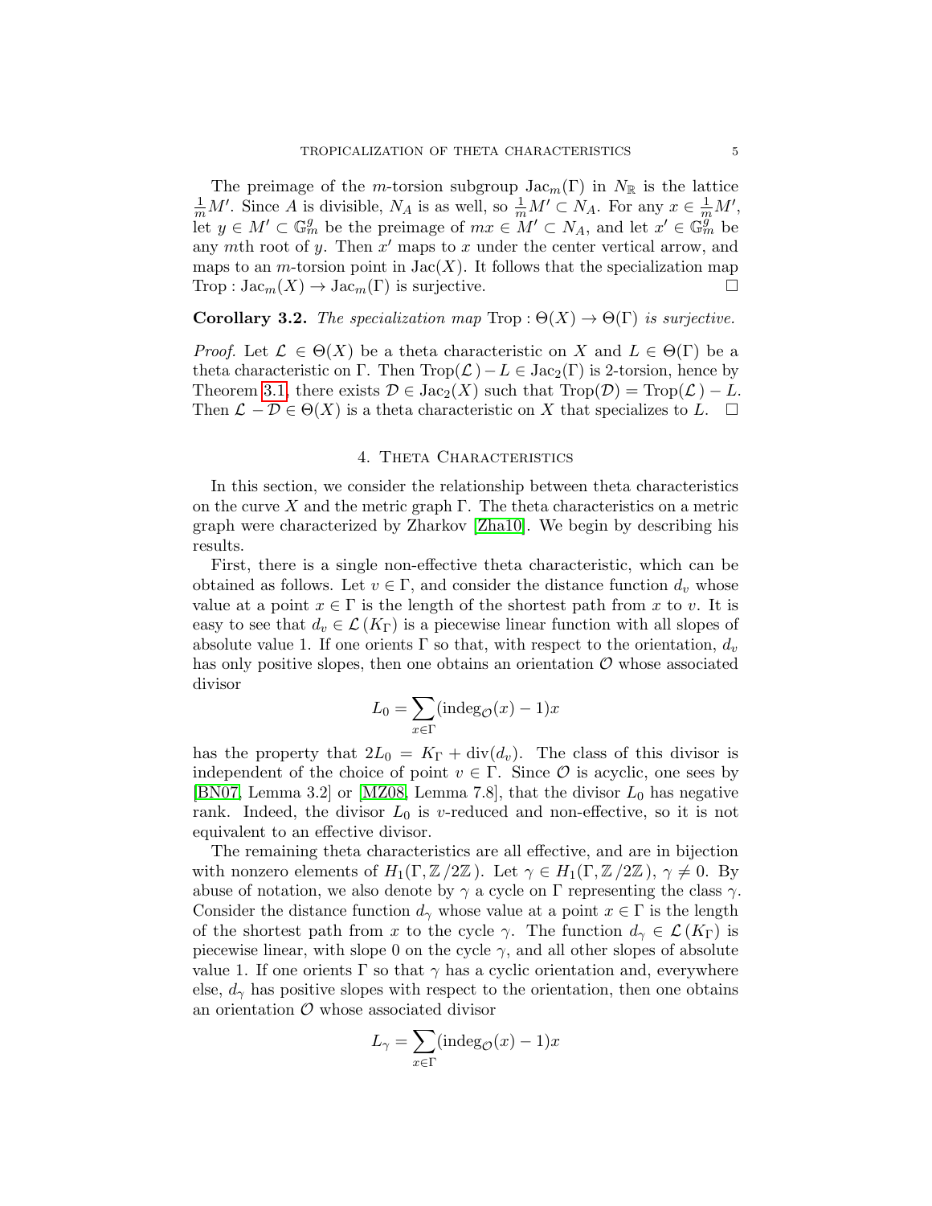The preimage of the $m$-torsion subgroup $\mathrm{Jac}_m(\Gamma)$ in $N_{\mathbb{R}}$ is the lattice $\frac{1}{m}M'$. Since $A$ is divisible, $N_A$ is as well, so $\frac{1}{m}M' \subset N_A$. For any $x \in \frac{1}{m}M'$, let $y \in M' \subset \mathbb{G}_m^g$ be the preimage of $mx \in M' \subset N_A$, and let $x' \in \mathbb{G}_m^g$ be any $m$th root of $y$. Then $x'$ maps to $x$ under the center vertical arrow, and maps to an $m$-torsion point in $\mathrm{Jac}(X)$. It follows that the specialization map $\mathrm{Trop} : \mathrm{Jac}_m(X) \to \mathrm{Jac}_m(\Gamma)$ is surjective. □

**Corollary 3.2.** *The specialization map* $\mathrm{Trop} : \Theta(X) \to \Theta(\Gamma)$ *is surjective.*

*Proof.* Let $\mathcal{L} \in \Theta(X)$ be a theta characteristic on $X$ and $L \in \Theta(\Gamma)$ be a theta characteristic on $\Gamma$. Then $\mathrm{Trop}(\mathcal{L}) - L \in \mathrm{Jac}_2(\Gamma)$ is 2-torsion, hence by Theorem 3.1, there exists $\mathcal{D} \in \mathrm{Jac}_2(X)$ such that $\mathrm{Trop}(\mathcal{D}) = \mathrm{Trop}(\mathcal{L}) - L$. Then $\mathcal{L} - \mathcal{D} \in \Theta(X)$ is a theta characteristic on $X$ that specializes to $L$. □

## 4. Theta Characteristics

In this section, we consider the relationship between theta characteristics on the curve $X$ and the metric graph $\Gamma$. The theta characteristics on a metric graph were characterized by Zharkov [Zha10]. We begin by describing his results.

First, there is a single non-effective theta characteristic, which can be obtained as follows. Let $v \in \Gamma$, and consider the distance function $d_v$ whose value at a point $x \in \Gamma$ is the length of the shortest path from $x$ to $v$. It is easy to see that $d_v \in \mathcal{L}(K_\Gamma)$ is a piecewise linear function with all slopes of absolute value 1. If one orients $\Gamma$ so that, with respect to the orientation, $d_v$ has only positive slopes, then one obtains an orientation $\mathcal{O}$ whose associated divisor

$$L_0 = \sum_{x \in \Gamma} (\mathrm{indeg}_{\mathcal{O}}(x) - 1)x$$

has the property that $2L_0 = K_\Gamma + \mathrm{div}(d_v)$. The class of this divisor is independent of the choice of point $v \in \Gamma$. Since $\mathcal{O}$ is acyclic, one sees by [BN07, Lemma 3.2] or [MZ08, Lemma 7.8], that the divisor $L_0$ has negative rank. Indeed, the divisor $L_0$ is $v$-reduced and non-effective, so it is not equivalent to an effective divisor.

The remaining theta characteristics are all effective, and are in bijection with nonzero elements of $H_1(\Gamma, \mathbb{Z}/2\mathbb{Z})$. Let $\gamma \in H_1(\Gamma, \mathbb{Z}/2\mathbb{Z})$, $\gamma \neq 0$. By abuse of notation, we also denote by $\gamma$ a cycle on $\Gamma$ representing the class $\gamma$. Consider the distance function $d_\gamma$ whose value at a point $x \in \Gamma$ is the length of the shortest path from $x$ to the cycle $\gamma$. The function $d_\gamma \in \mathcal{L}(K_\Gamma)$ is piecewise linear, with slope 0 on the cycle $\gamma$, and all other slopes of absolute value 1. If one orients $\Gamma$ so that $\gamma$ has a cyclic orientation and, everywhere else, $d_\gamma$ has positive slopes with respect to the orientation, then one obtains an orientation $\mathcal{O}$ whose associated divisor

$$L_\gamma = \sum_{x \in \Gamma} (\mathrm{indeg}_{\mathcal{O}}(x) - 1)x$$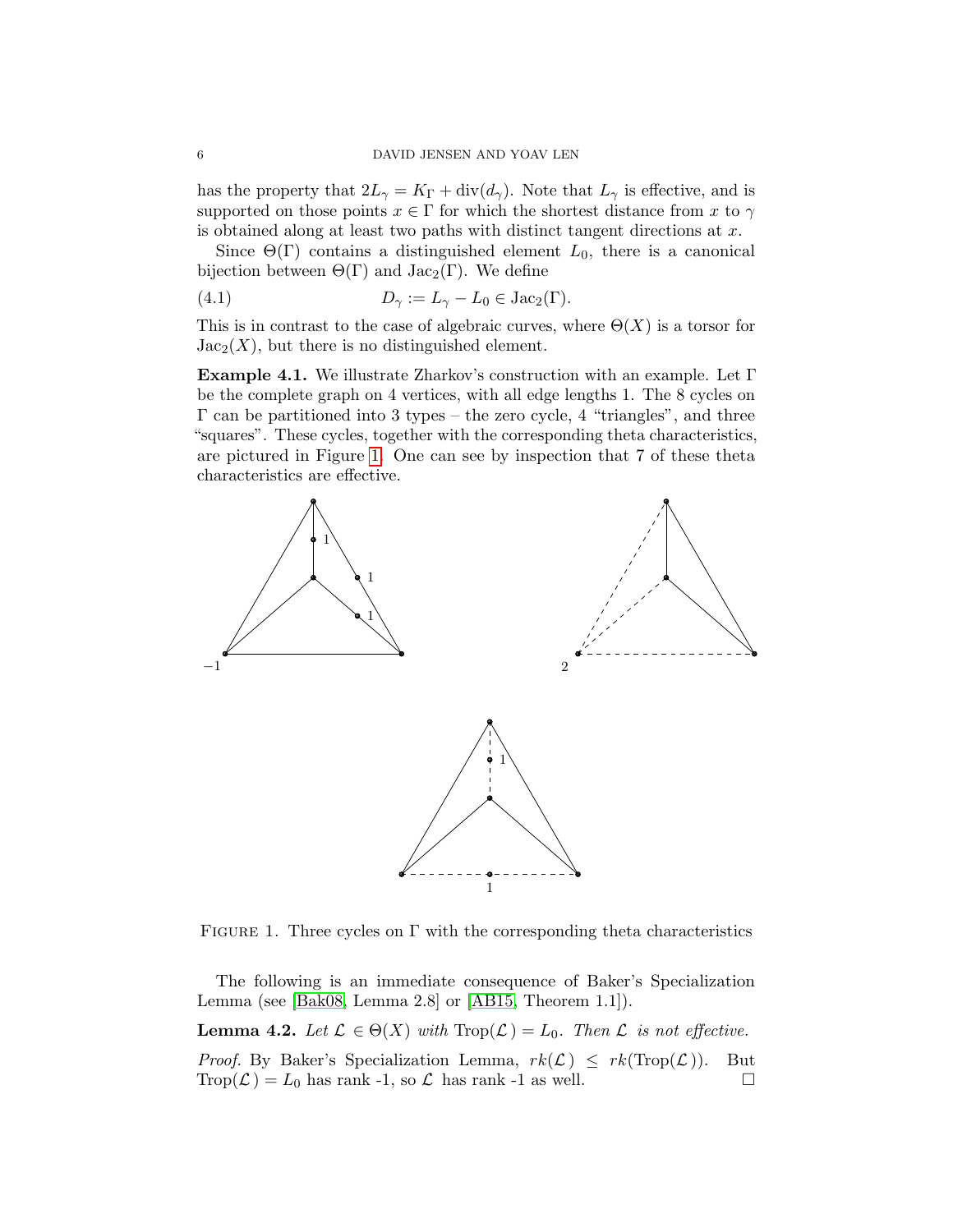has the property that $2L_\gamma = K_\Gamma + \mathrm{div}(d_\gamma)$. Note that $L_\gamma$ is effective, and is supported on those points $x \in \Gamma$ for which the shortest distance from $x$ to $\gamma$ is obtained along at least two paths with distinct tangent directions at $x$.

Since $\Theta(\Gamma)$ contains a distinguished element $L_0$, there is a canonical bijection between $\Theta(\Gamma)$ and $\mathrm{Jac}_2(\Gamma)$. We define

$$D_\gamma := L_\gamma - L_0 \in \mathrm{Jac}_2(\Gamma). \tag{4.1}$$

This is in contrast to the case of algebraic curves, where $\Theta(X)$ is a torsor for $\mathrm{Jac}_2(X)$, but there is no distinguished element.

**Example 4.1.** We illustrate Zharkov's construction with an example. Let $\Gamma$ be the complete graph on 4 vertices, with all edge lengths 1. The 8 cycles on $\Gamma$ can be partitioned into 3 types – the zero cycle, 4 "triangles", and three "squares". These cycles, together with the corresponding theta characteristics, are pictured in Figure 1. One can see by inspection that 7 of these theta characteristics are effective.

FIGURE 1. Three cycles on $\Gamma$ with the corresponding theta characteristics

The following is an immediate consequence of Baker's Specialization Lemma (see [Bak08, Lemma 2.8] or [AB15, Theorem 1.1]).

**Lemma 4.2.** *Let $\mathcal{L} \in \Theta(X)$ with $\mathrm{Trop}(\mathcal{L}) = L_0$. Then $\mathcal{L}$ is not effective.*

*Proof.* By Baker's Specialization Lemma, $rk(\mathcal{L}) \leq rk(\mathrm{Trop}(\mathcal{L}))$. But $\mathrm{Trop}(\mathcal{L}) = L_0$ has rank -1, so $\mathcal{L}$ has rank -1 as well. $\square$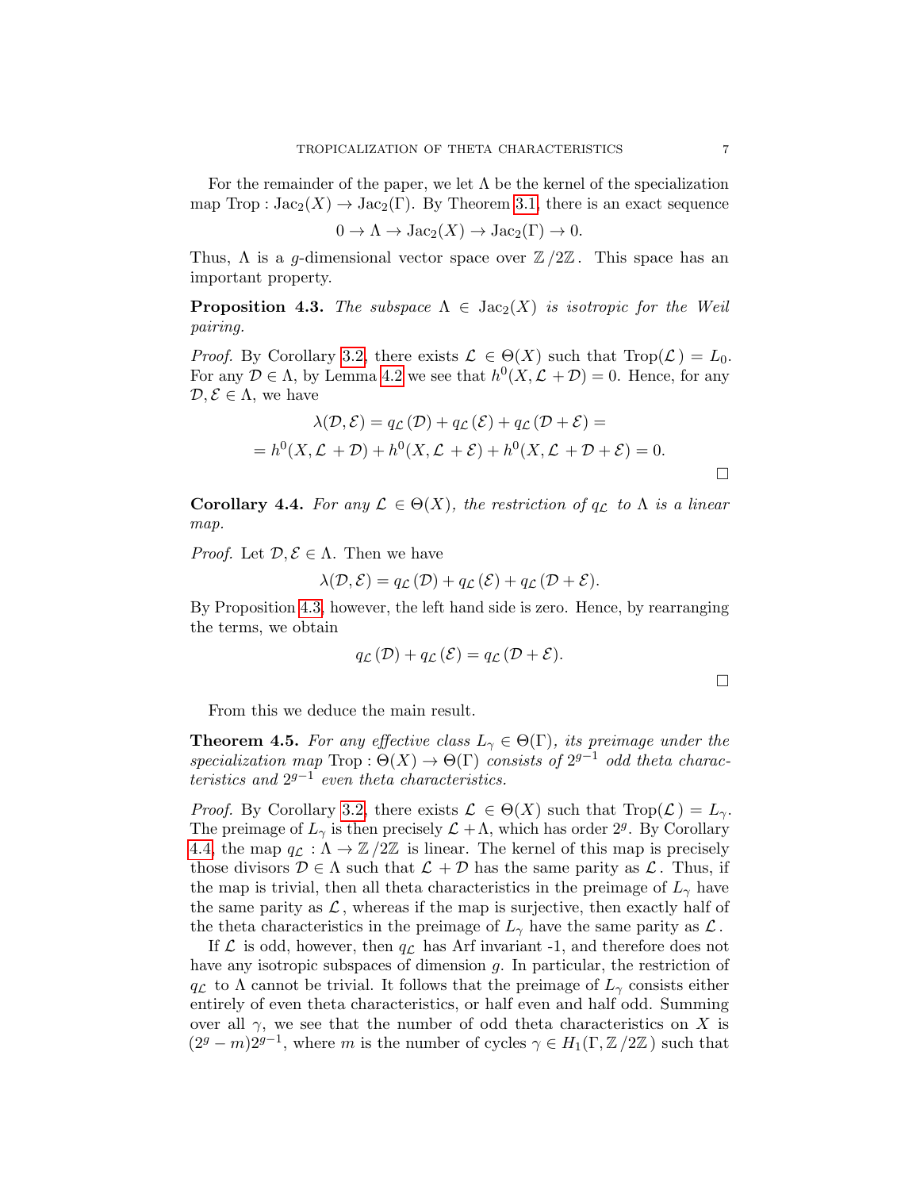For the remainder of the paper, we let $\Lambda$ be the kernel of the specialization map $\text{Trop} : \text{Jac}_2(X) \to \text{Jac}_2(\Gamma)$. By Theorem 3.1, there is an exact sequence

$$0 \to \Lambda \to \text{Jac}_2(X) \to \text{Jac}_2(\Gamma) \to 0.$$

Thus, $\Lambda$ is a $g$-dimensional vector space over $\mathbb{Z}/2\mathbb{Z}$. This space has an important property.

**Proposition 4.3.** *The subspace $\Lambda \in \text{Jac}_2(X)$ is isotropic for the Weil pairing.*

*Proof.* By Corollary 3.2, there exists $\mathcal{L} \in \Theta(X)$ such that $\text{Trop}(\mathcal{L}) = L_0$. For any $\mathcal{D} \in \Lambda$, by Lemma 4.2 we see that $h^0(X, \mathcal{L} + \mathcal{D}) = 0$. Hence, for any $\mathcal{D}, \mathcal{E} \in \Lambda$, we have

$$\lambda(\mathcal{D}, \mathcal{E}) = q_{\mathcal{L}}(\mathcal{D}) + q_{\mathcal{L}}(\mathcal{E}) + q_{\mathcal{L}}(\mathcal{D} + \mathcal{E}) =$$
$$= h^0(X, \mathcal{L} + \mathcal{D}) + h^0(X, \mathcal{L} + \mathcal{E}) + h^0(X, \mathcal{L} + \mathcal{D} + \mathcal{E}) = 0.$$

$\square$

**Corollary 4.4.** *For any $\mathcal{L} \in \Theta(X)$, the restriction of $q_{\mathcal{L}}$ to $\Lambda$ is a linear map.*

*Proof.* Let $\mathcal{D}, \mathcal{E} \in \Lambda$. Then we have

$$\lambda(\mathcal{D}, \mathcal{E}) = q_{\mathcal{L}}(\mathcal{D}) + q_{\mathcal{L}}(\mathcal{E}) + q_{\mathcal{L}}(\mathcal{D} + \mathcal{E}).$$

By Proposition 4.3, however, the left hand side is zero. Hence, by rearranging the terms, we obtain

$$q_{\mathcal{L}}(\mathcal{D}) + q_{\mathcal{L}}(\mathcal{E}) = q_{\mathcal{L}}(\mathcal{D} + \mathcal{E}).$$

$\square$

From this we deduce the main result.

**Theorem 4.5.** *For any effective class $L_\gamma \in \Theta(\Gamma)$, its preimage under the specialization map $\text{Trop} : \Theta(X) \to \Theta(\Gamma)$ consists of $2^{g-1}$ odd theta characteristics and $2^{g-1}$ even theta characteristics.*

*Proof.* By Corollary 3.2, there exists $\mathcal{L} \in \Theta(X)$ such that $\text{Trop}(\mathcal{L}) = L_\gamma$. The preimage of $L_\gamma$ is then precisely $\mathcal{L} + \Lambda$, which has order $2^g$. By Corollary 4.4, the map $q_{\mathcal{L}} : \Lambda \to \mathbb{Z}/2\mathbb{Z}$ is linear. The kernel of this map is precisely those divisors $\mathcal{D} \in \Lambda$ such that $\mathcal{L} + \mathcal{D}$ has the same parity as $\mathcal{L}$. Thus, if the map is trivial, then all theta characteristics in the preimage of $L_\gamma$ have the same parity as $\mathcal{L}$, whereas if the map is surjective, then exactly half of the theta characteristics in the preimage of $L_\gamma$ have the same parity as $\mathcal{L}$.

If $\mathcal{L}$ is odd, however, then $q_{\mathcal{L}}$ has Arf invariant -1, and therefore does not have any isotropic subspaces of dimension $g$. In particular, the restriction of $q_{\mathcal{L}}$ to $\Lambda$ cannot be trivial. It follows that the preimage of $L_\gamma$ consists either entirely of even theta characteristics, or half even and half odd. Summing over all $\gamma$, we see that the number of odd theta characteristics on $X$ is $(2^g - m)2^{g-1}$, where $m$ is the number of cycles $\gamma \in H_1(\Gamma, \mathbb{Z}/2\mathbb{Z})$ such that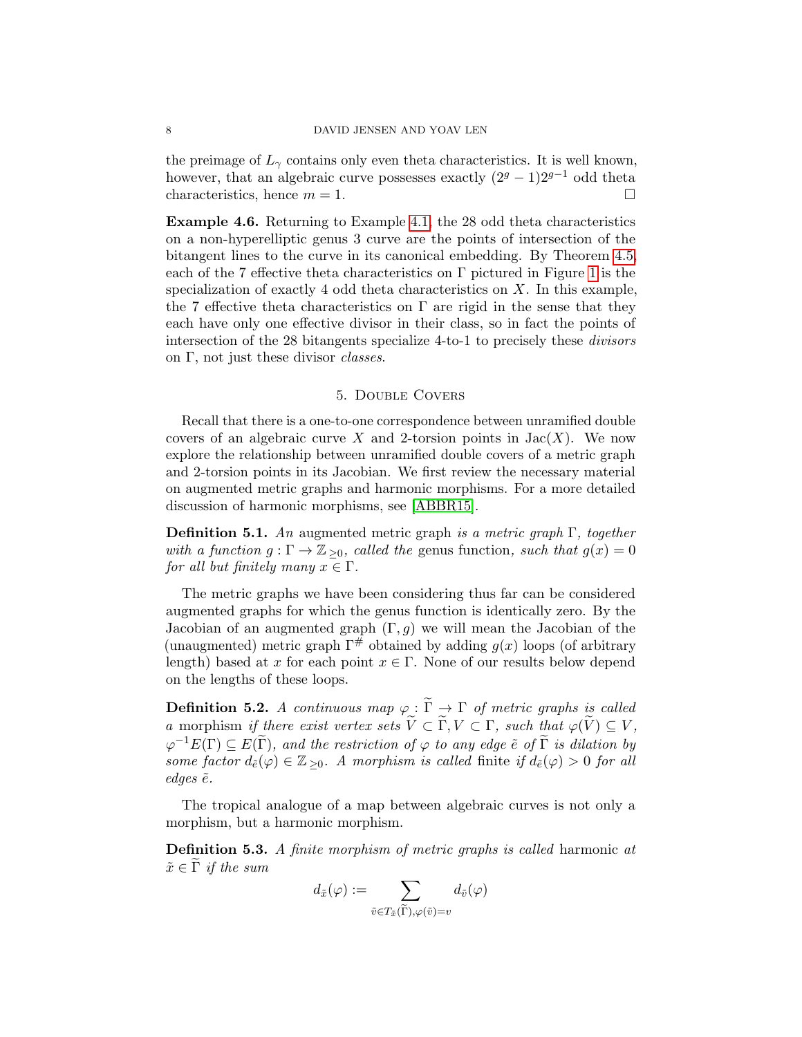the preimage of $L_\gamma$ contains only even theta characteristics. It is well known, however, that an algebraic curve possesses exactly $(2^g - 1)2^{g-1}$ odd theta characteristics, hence $m = 1$. $\square$

**Example 4.6.** Returning to Example 4.1, the 28 odd theta characteristics on a non-hyperelliptic genus 3 curve are the points of intersection of the bitangent lines to the curve in its canonical embedding. By Theorem 4.5, each of the 7 effective theta characteristics on $\Gamma$ pictured in Figure 1 is the specialization of exactly 4 odd theta characteristics on $X$. In this example, the 7 effective theta characteristics on $\Gamma$ are rigid in the sense that they each have only one effective divisor in their class, so in fact the points of intersection of the 28 bitangents specialize 4-to-1 to precisely these *divisors* on $\Gamma$, not just these divisor *classes*.

## 5. Double Covers

Recall that there is a one-to-one correspondence between unramified double covers of an algebraic curve $X$ and 2-torsion points in $\mathrm{Jac}(X)$. We now explore the relationship between unramified double covers of a metric graph and 2-torsion points in its Jacobian. We first review the necessary material on augmented metric graphs and harmonic morphisms. For a more detailed discussion of harmonic morphisms, see [ABBR15].

**Definition 5.1.** *An* augmented metric graph *is a metric graph $\Gamma$, together with a function $g : \Gamma \to \mathbb{Z}_{\geq 0}$, called the* genus function*, such that $g(x) = 0$ for all but finitely many $x \in \Gamma$.*

The metric graphs we have been considering thus far can be considered augmented graphs for which the genus function is identically zero. By the Jacobian of an augmented graph $(\Gamma, g)$ we will mean the Jacobian of the (unaugmented) metric graph $\Gamma^{\#}$ obtained by adding $g(x)$ loops (of arbitrary length) based at $x$ for each point $x \in \Gamma$. None of our results below depend on the lengths of these loops.

**Definition 5.2.** *A continuous map $\varphi : \widetilde{\Gamma} \to \Gamma$ of metric graphs is called a* morphism *if there exist vertex sets $\widetilde{V} \subset \widetilde{\Gamma}, V \subset \Gamma$, such that $\varphi(\widetilde{V}) \subseteq V$, $\varphi^{-1}E(\Gamma) \subseteq E(\widetilde{\Gamma})$, and the restriction of $\varphi$ to any edge $\tilde{e}$ of $\widetilde{\Gamma}$ is dilation by some factor $d_{\tilde{e}}(\varphi) \in \mathbb{Z}_{\geq 0}$. A morphism is called* finite *if $d_{\tilde{e}}(\varphi) > 0$ for all edges $\tilde{e}$.*

The tropical analogue of a map between algebraic curves is not only a morphism, but a harmonic morphism.

**Definition 5.3.** *A finite morphism of metric graphs is called* harmonic *at $\tilde{x} \in \widetilde{\Gamma}$ if the sum*

$$d_{\tilde{x}}(\varphi) := \sum_{\tilde{v} \in T_{\tilde{x}}(\widetilde{\Gamma}), \varphi(\tilde{v}) = v} d_{\tilde{v}}(\varphi)$$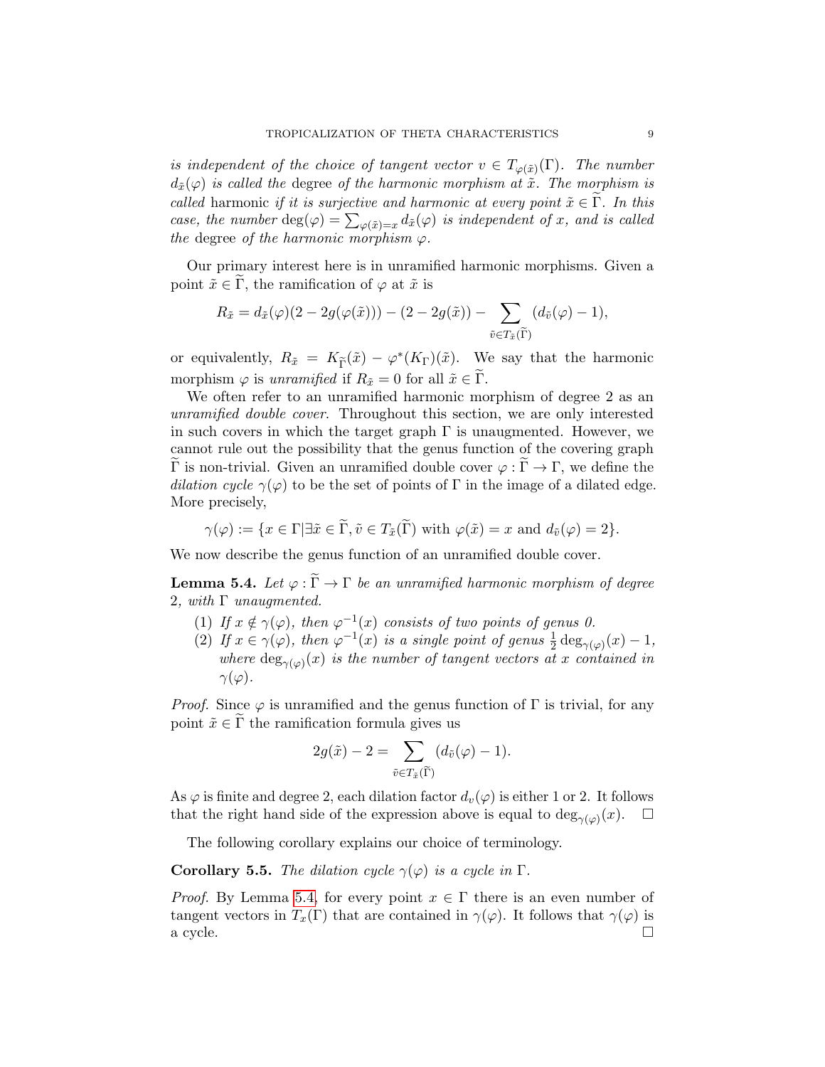*is independent of the choice of tangent vector $v \in T_{\varphi(\tilde{x})}(\Gamma)$. The number $d_{\tilde{x}}(\varphi)$ is called the* degree *of the harmonic morphism at $\tilde{x}$. The morphism is called* harmonic *if it is surjective and harmonic at every point $\tilde{x} \in \widetilde{\Gamma}$. In this case, the number $\deg(\varphi) = \sum_{\varphi(\tilde{x})=x} d_{\tilde{x}}(\varphi)$ is independent of $x$, and is called the* degree *of the harmonic morphism $\varphi$.*

Our primary interest here is in unramified harmonic morphisms. Given a point $\tilde{x} \in \widetilde{\Gamma}$, the ramification of $\varphi$ at $\tilde{x}$ is

$$R_{\tilde{x}} = d_{\tilde{x}}(\varphi)(2 - 2g(\varphi(\tilde{x}))) - (2 - 2g(\tilde{x})) - \sum_{\tilde{v} \in T_{\tilde{x}}(\widetilde{\Gamma})} (d_{\tilde{v}}(\varphi) - 1),$$

or equivalently, $R_{\tilde{x}} = K_{\widetilde{\Gamma}}(\tilde{x}) - \varphi^*(K_\Gamma)(\tilde{x})$. We say that the harmonic morphism $\varphi$ is *unramified* if $R_{\tilde{x}} = 0$ for all $\tilde{x} \in \widetilde{\Gamma}$.

We often refer to an unramified harmonic morphism of degree 2 as an *unramified double cover*. Throughout this section, we are only interested in such covers in which the target graph $\Gamma$ is unaugmented. However, we cannot rule out the possibility that the genus function of the covering graph $\widetilde{\Gamma}$ is non-trivial. Given an unramified double cover $\varphi : \widetilde{\Gamma} \to \Gamma$, we define the *dilation cycle* $\gamma(\varphi)$ to be the set of points of $\Gamma$ in the image of a dilated edge. More precisely,

$$\gamma(\varphi) := \{x \in \Gamma | \exists \tilde{x} \in \widetilde{\Gamma}, \tilde{v} \in T_{\tilde{x}}(\widetilde{\Gamma}) \text{ with } \varphi(\tilde{x}) = x \text{ and } d_{\tilde{v}}(\varphi) = 2\}.$$

We now describe the genus function of an unramified double cover.

**Lemma 5.4.** *Let $\varphi : \widetilde{\Gamma} \to \Gamma$ be an unramified harmonic morphism of degree 2, with $\Gamma$ unaugmented.*

1. *If $x \notin \gamma(\varphi)$, then $\varphi^{-1}(x)$ consists of two points of genus 0.*
2. *If $x \in \gamma(\varphi)$, then $\varphi^{-1}(x)$ is a single point of genus $\frac{1}{2}\deg_{\gamma(\varphi)}(x) - 1$, where $\deg_{\gamma(\varphi)}(x)$ is the number of tangent vectors at $x$ contained in $\gamma(\varphi)$.*

*Proof.* Since $\varphi$ is unramified and the genus function of $\Gamma$ is trivial, for any point $\tilde{x} \in \widetilde{\Gamma}$ the ramification formula gives us

$$2g(\tilde{x}) - 2 = \sum_{\tilde{v} \in T_{\tilde{x}}(\widetilde{\Gamma})} (d_{\tilde{v}}(\varphi) - 1).$$

As $\varphi$ is finite and degree 2, each dilation factor $d_v(\varphi)$ is either 1 or 2. It follows that the right hand side of the expression above is equal to $\deg_{\gamma(\varphi)}(x)$. $\square$

The following corollary explains our choice of terminology.

**Corollary 5.5.** *The dilation cycle $\gamma(\varphi)$ is a cycle in $\Gamma$.*

*Proof.* By Lemma 5.4, for every point $x \in \Gamma$ there is an even number of tangent vectors in $T_x(\Gamma)$ that are contained in $\gamma(\varphi)$. It follows that $\gamma(\varphi)$ is a cycle. $\square$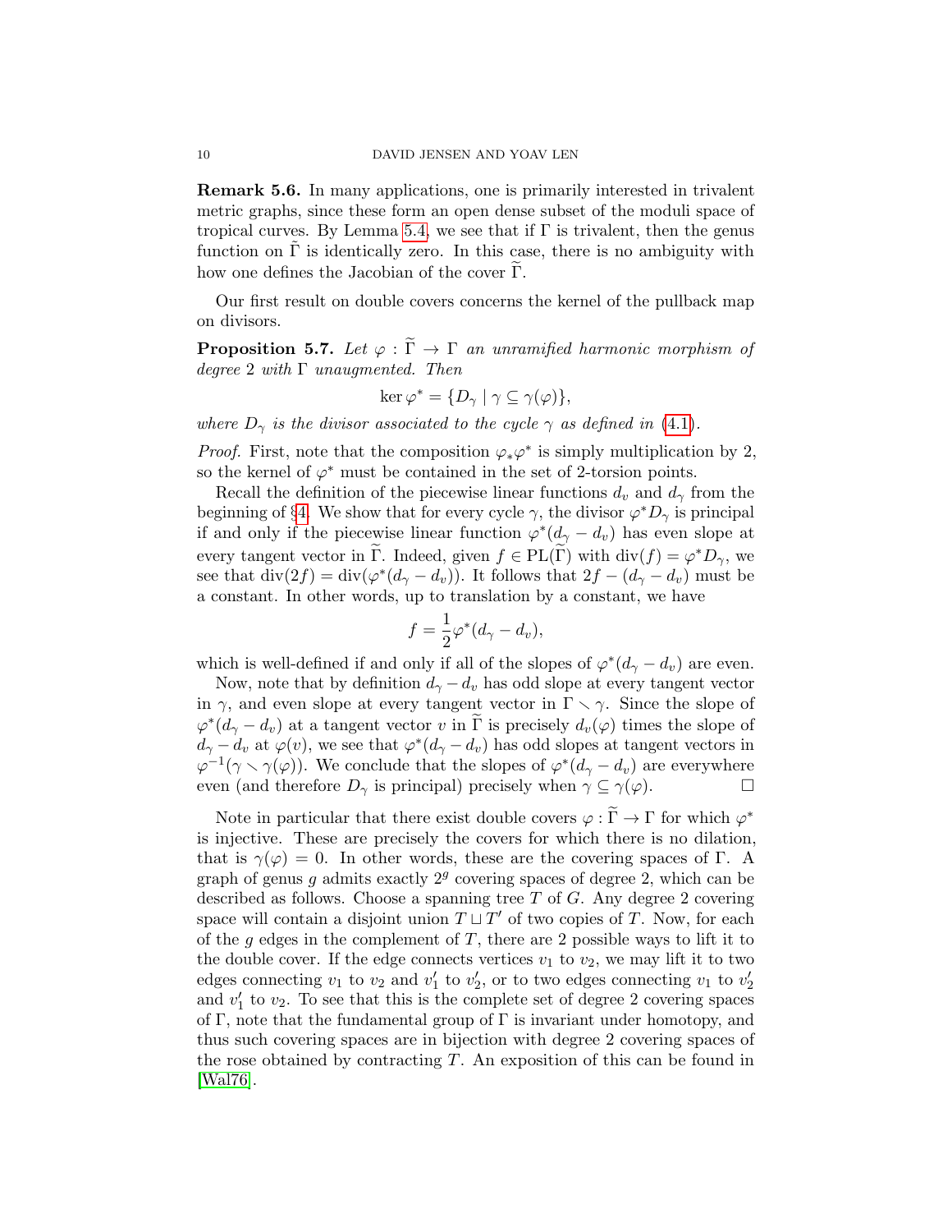**Remark 5.6.** In many applications, one is primarily interested in trivalent metric graphs, since these form an open dense subset of the moduli space of tropical curves. By Lemma 5.4, we see that if $\Gamma$ is trivalent, then the genus function on $\tilde{\Gamma}$ is identically zero. In this case, there is no ambiguity with how one defines the Jacobian of the cover $\widetilde{\Gamma}$.

Our first result on double covers concerns the kernel of the pullback map on divisors.

**Proposition 5.7.** *Let $\varphi : \widetilde{\Gamma} \to \Gamma$ an unramified harmonic morphism of degree 2 with $\Gamma$ unaugmented. Then*

$$\ker \varphi^* = \{D_\gamma \mid \gamma \subseteq \gamma(\varphi)\},$$

*where $D_\gamma$ is the divisor associated to the cycle $\gamma$ as defined in (4.1).*

*Proof.* First, note that the composition $\varphi_*\varphi^*$ is simply multiplication by 2, so the kernel of $\varphi^*$ must be contained in the set of 2-torsion points.

Recall the definition of the piecewise linear functions $d_v$ and $d_\gamma$ from the beginning of §4. We show that for every cycle $\gamma$, the divisor $\varphi^* D_\gamma$ is principal if and only if the piecewise linear function $\varphi^*(d_\gamma - d_v)$ has even slope at every tangent vector in $\widetilde{\Gamma}$. Indeed, given $f \in \mathrm{PL}(\widetilde{\Gamma})$ with $\mathrm{div}(f) = \varphi^* D_\gamma$, we see that $\mathrm{div}(2f) = \mathrm{div}(\varphi^*(d_\gamma - d_v))$. It follows that $2f - (d_\gamma - d_v)$ must be a constant. In other words, up to translation by a constant, we have

$$f = \frac{1}{2}\varphi^*(d_\gamma - d_v),$$

which is well-defined if and only if all of the slopes of $\varphi^*(d_\gamma - d_v)$ are even.

Now, note that by definition $d_\gamma - d_v$ has odd slope at every tangent vector in $\gamma$, and even slope at every tangent vector in $\Gamma \smallsetminus \gamma$. Since the slope of $\varphi^*(d_\gamma - d_v)$ at a tangent vector $v$ in $\widetilde{\Gamma}$ is precisely $d_v(\varphi)$ times the slope of $d_\gamma - d_v$ at $\varphi(v)$, we see that $\varphi^*(d_\gamma - d_v)$ has odd slopes at tangent vectors in $\varphi^{-1}(\gamma \smallsetminus \gamma(\varphi))$. We conclude that the slopes of $\varphi^*(d_\gamma - d_v)$ are everywhere even (and therefore $D_\gamma$ is principal) precisely when $\gamma \subseteq \gamma(\varphi)$. □

Note in particular that there exist double covers $\varphi : \widetilde{\Gamma} \to \Gamma$ for which $\varphi^*$ is injective. These are precisely the covers for which there is no dilation, that is $\gamma(\varphi) = 0$. In other words, these are the covering spaces of $\Gamma$. A graph of genus $g$ admits exactly $2^g$ covering spaces of degree 2, which can be described as follows. Choose a spanning tree $T$ of $G$. Any degree 2 covering space will contain a disjoint union $T \sqcup T'$ of two copies of $T$. Now, for each of the $g$ edges in the complement of $T$, there are 2 possible ways to lift it to the double cover. If the edge connects vertices $v_1$ to $v_2$, we may lift it to two edges connecting $v_1$ to $v_2$ and $v_1'$ to $v_2'$, or to two edges connecting $v_1$ to $v_2'$ and $v_1'$ to $v_2$. To see that this is the complete set of degree 2 covering spaces of $\Gamma$, note that the fundamental group of $\Gamma$ is invariant under homotopy, and thus such covering spaces are in bijection with degree 2 covering spaces of the rose obtained by contracting $T$. An exposition of this can be found in [Wal76].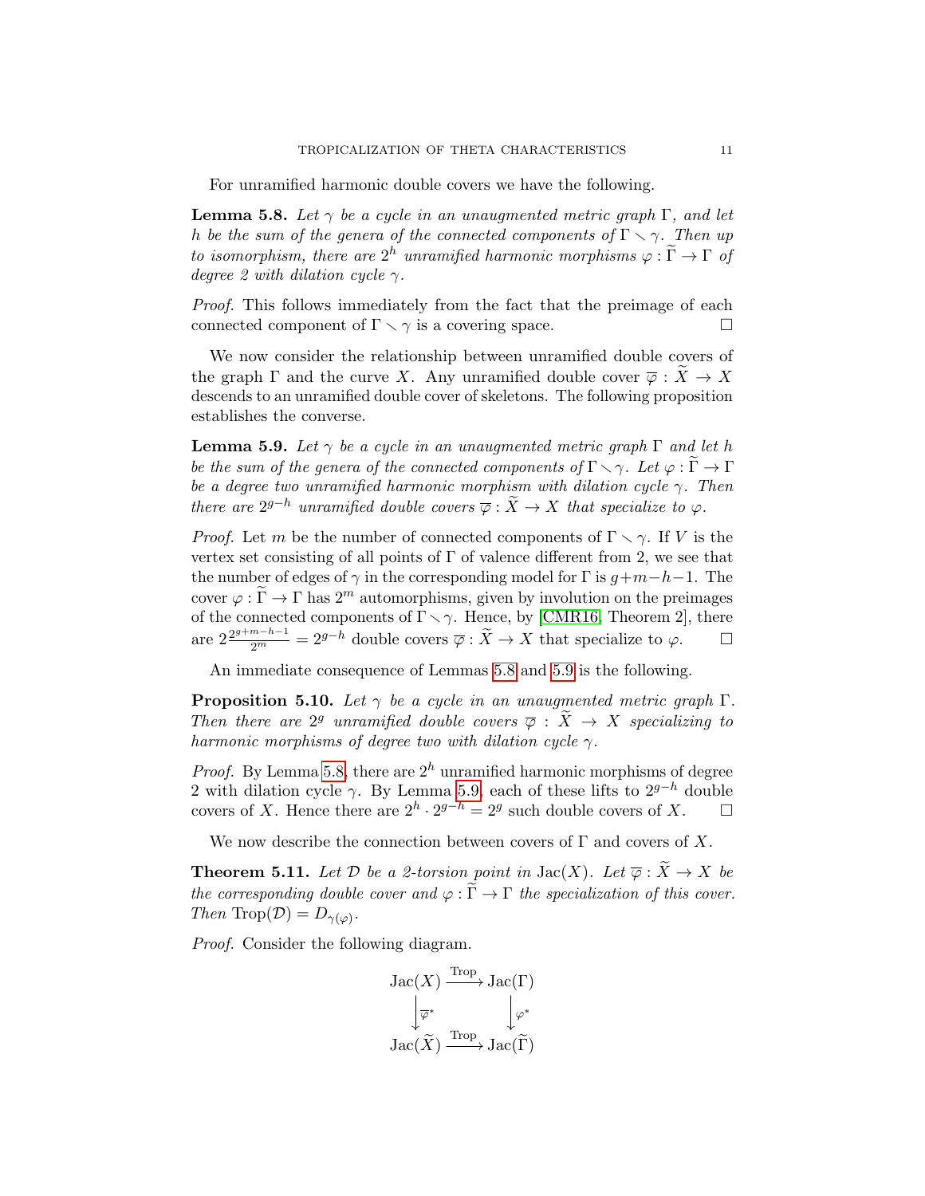For unramified harmonic double covers we have the following.

**Lemma 5.8.** *Let $\gamma$ be a cycle in an unaugmented metric graph $\Gamma$, and let $h$ be the sum of the genera of the connected components of $\Gamma \smallsetminus \gamma$. Then up to isomorphism, there are $2^h$ unramified harmonic morphisms $\varphi : \widetilde{\Gamma} \to \Gamma$ of degree 2 with dilation cycle $\gamma$.*

*Proof.* This follows immediately from the fact that the preimage of each connected component of $\Gamma \smallsetminus \gamma$ is a covering space. □

We now consider the relationship between unramified double covers of the graph $\Gamma$ and the curve $X$. Any unramified double cover $\overline{\varphi} : \widetilde{X} \to X$ descends to an unramified double cover of skeletons. The following proposition establishes the converse.

**Lemma 5.9.** *Let $\gamma$ be a cycle in an unaugmented metric graph $\Gamma$ and let $h$ be the sum of the genera of the connected components of $\Gamma \smallsetminus \gamma$. Let $\varphi : \widetilde{\Gamma} \to \Gamma$ be a degree two unramified harmonic morphism with dilation cycle $\gamma$. Then there are $2^{g-h}$ unramified double covers $\overline{\varphi} : \widetilde{X} \to X$ that specialize to $\varphi$.*

*Proof.* Let $m$ be the number of connected components of $\Gamma \smallsetminus \gamma$. If $V$ is the vertex set consisting of all points of $\Gamma$ of valence different from 2, we see that the number of edges of $\gamma$ in the corresponding model for $\Gamma$ is $g+m-h-1$. The cover $\varphi : \widetilde{\Gamma} \to \Gamma$ has $2^m$ automorphisms, given by involution on the preimages of the connected components of $\Gamma \smallsetminus \gamma$. Hence, by [CMR16, Theorem 2], there are $2\frac{2^{g+m-h-1}}{2^m} = 2^{g-h}$ double covers $\overline{\varphi} : \widetilde{X} \to X$ that specialize to $\varphi$. □

An immediate consequence of Lemmas 5.8 and 5.9 is the following.

**Proposition 5.10.** *Let $\gamma$ be a cycle in an unaugmented metric graph $\Gamma$. Then there are $2^g$ unramified double covers $\overline{\varphi} : \widetilde{X} \to X$ specializing to harmonic morphisms of degree two with dilation cycle $\gamma$.*

*Proof.* By Lemma 5.8, there are $2^h$ unramified harmonic morphisms of degree 2 with dilation cycle $\gamma$. By Lemma 5.9, each of these lifts to $2^{g-h}$ double covers of $X$. Hence there are $2^h \cdot 2^{g-h} = 2^g$ such double covers of $X$. □

We now describe the connection between covers of $\Gamma$ and covers of $X$.

**Theorem 5.11.** *Let $\mathcal{D}$ be a 2-torsion point in $\mathrm{Jac}(X)$. Let $\overline{\varphi} : \widetilde{X} \to X$ be the corresponding double cover and $\varphi : \widetilde{\Gamma} \to \Gamma$ the specialization of this cover. Then $\mathrm{Trop}(\mathcal{D}) = D_{\gamma(\varphi)}$.*

*Proof.* Consider the following diagram.

$$\begin{array}{ccc} \mathrm{Jac}(X) & \xrightarrow{\mathrm{Trop}} & \mathrm{Jac}(\Gamma) \\ \big\downarrow \overline{\varphi}^* & & \big\downarrow \varphi^* \\ \mathrm{Jac}(\widetilde{X}) & \xrightarrow{\mathrm{Trop}} & \mathrm{Jac}(\widetilde{\Gamma}) \end{array}$$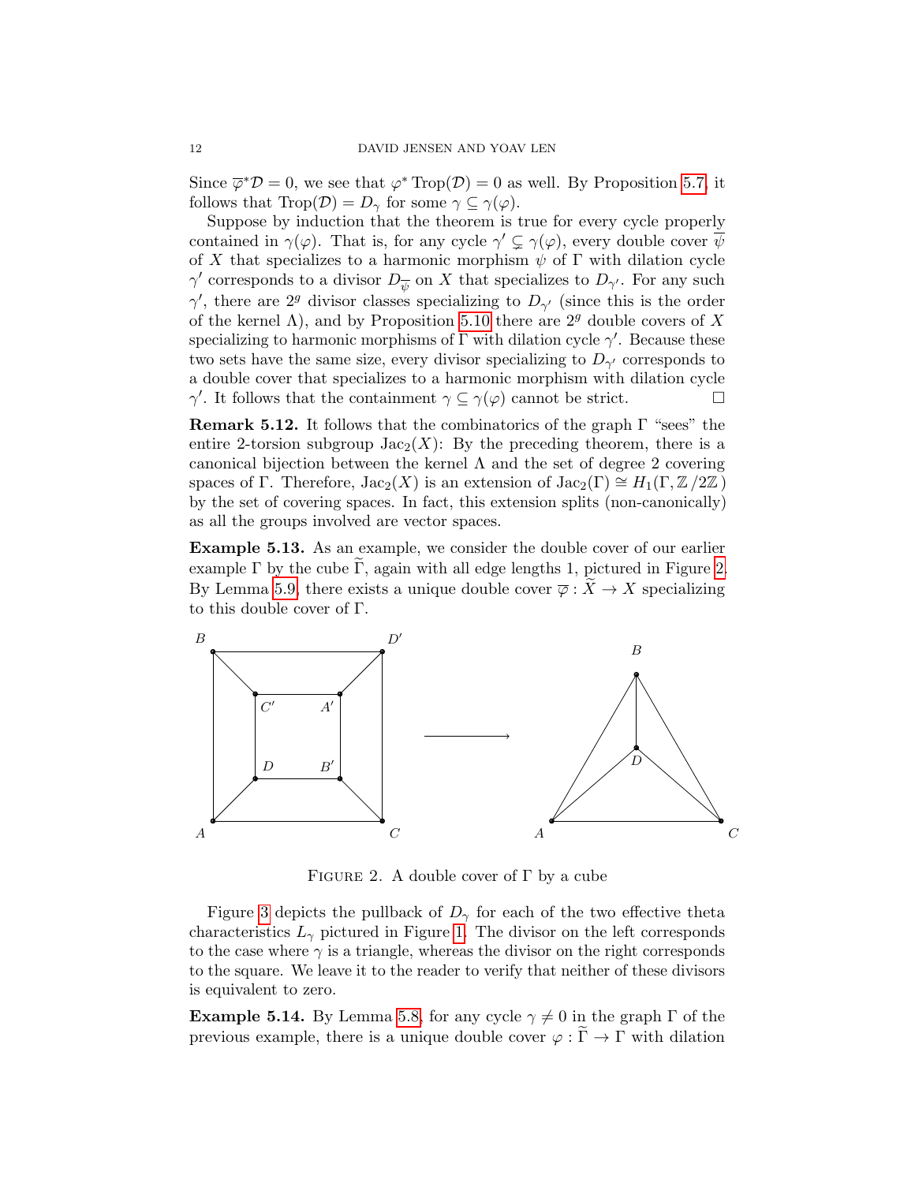Since $\overline{\varphi}^*\mathcal{D} = 0$, we see that $\varphi^* \operatorname{Trop}(\mathcal{D}) = 0$ as well. By Proposition 5.7, it follows that $\operatorname{Trop}(\mathcal{D}) = D_\gamma$ for some $\gamma \subseteq \gamma(\varphi)$.

Suppose by induction that the theorem is true for every cycle properly contained in $\gamma(\varphi)$. That is, for any cycle $\gamma' \subsetneq \gamma(\varphi)$, every double cover $\overline{\psi}$ of $X$ that specializes to a harmonic morphism $\psi$ of $\Gamma$ with dilation cycle $\gamma'$ corresponds to a divisor $D_{\overline{\psi}}$ on $X$ that specializes to $D_{\gamma'}$. For any such $\gamma'$, there are $2^g$ divisor classes specializing to $D_{\gamma'}$ (since this is the order of the kernel $\Lambda$), and by Proposition 5.10 there are $2^g$ double covers of $X$ specializing to harmonic morphisms of $\Gamma$ with dilation cycle $\gamma'$. Because these two sets have the same size, every divisor specializing to $D_{\gamma'}$ corresponds to a double cover that specializes to a harmonic morphism with dilation cycle $\gamma'$. It follows that the containment $\gamma \subseteq \gamma(\varphi)$ cannot be strict. □

**Remark 5.12.** It follows that the combinatorics of the graph $\Gamma$ "sees" the entire 2-torsion subgroup $\operatorname{Jac}_2(X)$: By the preceding theorem, there is a canonical bijection between the kernel $\Lambda$ and the set of degree 2 covering spaces of $\Gamma$. Therefore, $\operatorname{Jac}_2(X)$ is an extension of $\operatorname{Jac}_2(\Gamma) \cong H_1(\Gamma, \mathbb{Z}/2\mathbb{Z})$ by the set of covering spaces. In fact, this extension splits (non-canonically) as all the groups involved are vector spaces.

**Example 5.13.** As an example, we consider the double cover of our earlier example $\Gamma$ by the cube $\widetilde{\Gamma}$, again with all edge lengths 1, pictured in Figure 2. By Lemma 5.9, there exists a unique double cover $\overline{\varphi} : \widetilde{X} \to X$ specializing to this double cover of $\Gamma$.

FIGURE 2. A double cover of $\Gamma$ by a cube

Figure 3 depicts the pullback of $D_\gamma$ for each of the two effective theta characteristics $L_\gamma$ pictured in Figure 1. The divisor on the left corresponds to the case where $\gamma$ is a triangle, whereas the divisor on the right corresponds to the square. We leave it to the reader to verify that neither of these divisors is equivalent to zero.

**Example 5.14.** By Lemma 5.8, for any cycle $\gamma \neq 0$ in the graph $\Gamma$ of the previous example, there is a unique double cover $\varphi : \widetilde{\Gamma} \to \Gamma$ with dilation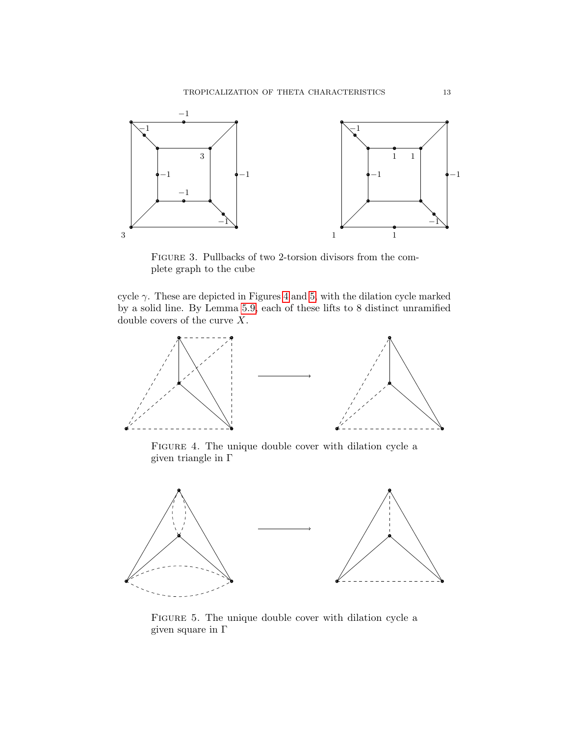Figure 3. Pullbacks of two 2-torsion divisors from the complete graph to the cube

cycle $\gamma$. These are depicted in Figures 4 and 5, with the dilation cycle marked by a solid line. By Lemma 5.9, each of these lifts to 8 distinct unramified double covers of the curve $X$.

Figure 4. The unique double cover with dilation cycle a given triangle in $\Gamma$

Figure 5. The unique double cover with dilation cycle a given square in $\Gamma$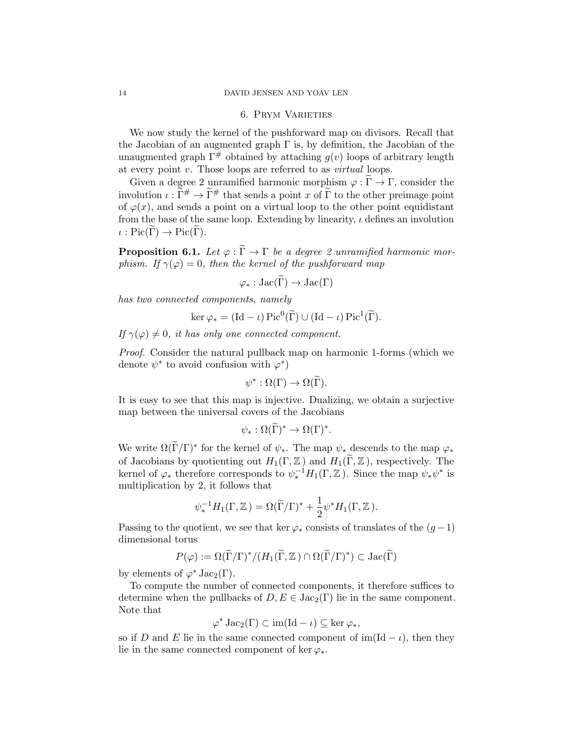## 6. Prym Varieties

We now study the kernel of the pushforward map on divisors. Recall that the Jacobian of an augmented graph $\Gamma$ is, by definition, the Jacobian of the unaugmented graph $\Gamma^{\#}$ obtained by attaching $g(v)$ loops of arbitrary length at every point $v$. Those loops are referred to as *virtual* loops.

Given a degree 2 unramified harmonic morphism $\varphi : \widetilde{\Gamma} \to \Gamma$, consider the involution $\iota : \widetilde{\Gamma}^{\#} \to \widetilde{\Gamma}^{\#}$ that sends a point $x$ of $\widetilde{\Gamma}$ to the other preimage point of $\varphi(x)$, and sends a point on a virtual loop to the other point equidistant from the base of the same loop. Extending by linearity, $\iota$ defines an involution $\iota : \mathrm{Pic}(\widetilde{\Gamma}) \to \mathrm{Pic}(\widetilde{\Gamma})$.

**Proposition 6.1.** *Let $\varphi : \widetilde{\Gamma} \to \Gamma$ be a degree 2 unramified harmonic morphism. If $\gamma(\varphi) = 0$, then the kernel of the pushforward map*

$$\varphi_* : \mathrm{Jac}(\widetilde{\Gamma}) \to \mathrm{Jac}(\Gamma)$$

*has two connected components, namely*

$$\ker \varphi_* = (\mathrm{Id} - \iota)\,\mathrm{Pic}^0(\widetilde{\Gamma}) \cup (\mathrm{Id} - \iota)\,\mathrm{Pic}^1(\widetilde{\Gamma}).$$

*If $\gamma(\varphi) \neq 0$, it has only one connected component.*

*Proof.* Consider the natural pullback map on harmonic 1-forms (which we denote $\psi^*$ to avoid confusion with $\varphi^*$)

$$\psi^* : \Omega(\Gamma) \to \Omega(\widetilde{\Gamma}).$$

It is easy to see that this map is injective. Dualizing, we obtain a surjective map between the universal covers of the Jacobians

$$\psi_* : \Omega(\widetilde{\Gamma})^* \to \Omega(\Gamma)^*.$$

We write $\Omega(\widetilde{\Gamma}/\Gamma)^*$ for the kernel of $\psi_*$. The map $\psi_*$ descends to the map $\varphi_*$ of Jacobians by quotienting out $H_1(\Gamma, \mathbb{Z})$ and $H_1(\widetilde{\Gamma}, \mathbb{Z})$, respectively. The kernel of $\varphi_*$ therefore corresponds to $\psi_*^{-1} H_1(\Gamma, \mathbb{Z})$. Since the map $\psi_* \psi^*$ is multiplication by 2, it follows that

$$\psi_*^{-1} H_1(\Gamma, \mathbb{Z}) = \Omega(\widetilde{\Gamma}/\Gamma)^* + \frac{1}{2}\psi^* H_1(\Gamma, \mathbb{Z}).$$

Passing to the quotient, we see that $\ker \varphi_*$ consists of translates of the $(g-1)$ dimensional torus

$$P(\varphi) := \Omega(\widetilde{\Gamma}/\Gamma)^* / (H_1(\widetilde{\Gamma}, \mathbb{Z}) \cap \Omega(\widetilde{\Gamma}/\Gamma)^*) \subset \mathrm{Jac}(\widetilde{\Gamma})$$

by elements of $\varphi^* \mathrm{Jac}_2(\Gamma)$.

To compute the number of connected components, it therefore suffices to determine when the pullbacks of $D, E \in \mathrm{Jac}_2(\Gamma)$ lie in the same component. Note that

$$\varphi^* \mathrm{Jac}_2(\Gamma) \subset \mathrm{im}(\mathrm{Id} - \iota) \subseteq \ker \varphi_*,$$

so if $D$ and $E$ lie in the same connected component of $\mathrm{im}(\mathrm{Id} - \iota)$, then they lie in the same connected component of $\ker \varphi_*$.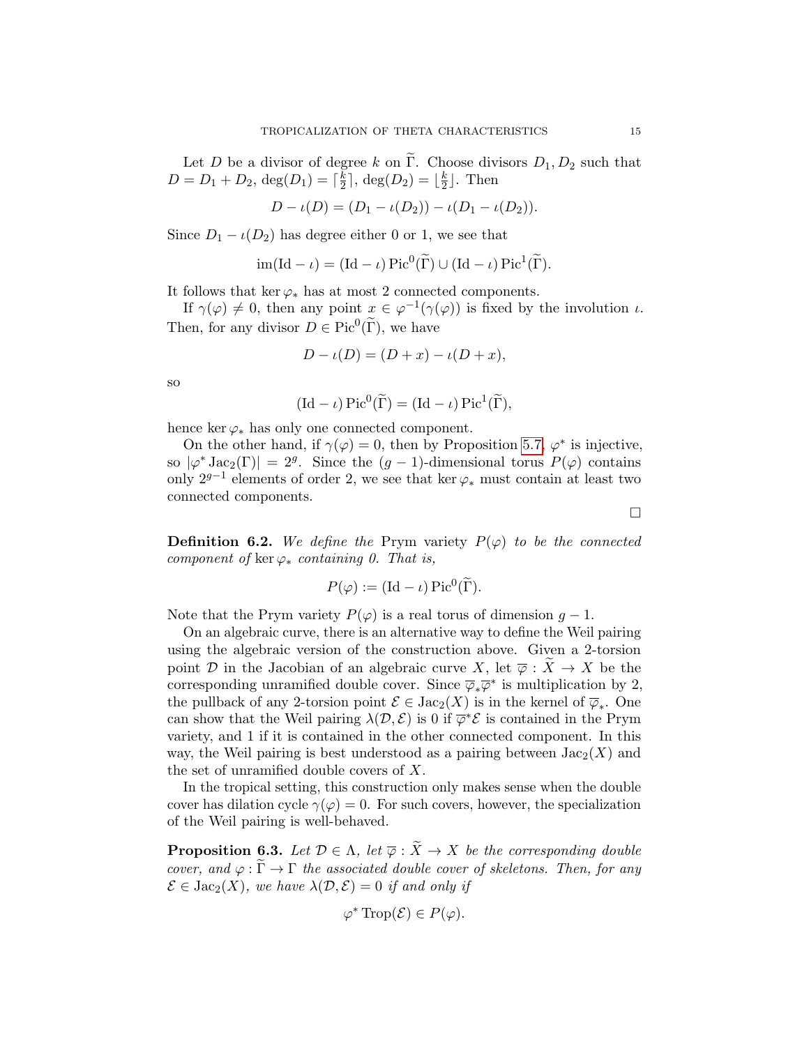Let $D$ be a divisor of degree $k$ on $\widetilde{\Gamma}$. Choose divisors $D_1, D_2$ such that $D = D_1 + D_2$, $\deg(D_1) = \lceil \frac{k}{2} \rceil$, $\deg(D_2) = \lfloor \frac{k}{2} \rfloor$. Then

$$D - \iota(D) = (D_1 - \iota(D_2)) - \iota(D_1 - \iota(D_2)).$$

Since $D_1 - \iota(D_2)$ has degree either 0 or 1, we see that

$$\operatorname{im}(\mathrm{Id} - \iota) = (\mathrm{Id} - \iota)\operatorname{Pic}^0(\widetilde{\Gamma}) \cup (\mathrm{Id} - \iota)\operatorname{Pic}^1(\widetilde{\Gamma}).$$

It follows that $\ker \varphi_*$ has at most 2 connected components.

If $\gamma(\varphi) \neq 0$, then any point $x \in \varphi^{-1}(\gamma(\varphi))$ is fixed by the involution $\iota$. Then, for any divisor $D \in \operatorname{Pic}^0(\widetilde{\Gamma})$, we have

$$D - \iota(D) = (D + x) - \iota(D + x),$$

so

$$(\mathrm{Id} - \iota)\operatorname{Pic}^0(\widetilde{\Gamma}) = (\mathrm{Id} - \iota)\operatorname{Pic}^1(\widetilde{\Gamma}),$$

hence $\ker \varphi_*$ has only one connected component.

On the other hand, if $\gamma(\varphi) = 0$, then by Proposition 5.7, $\varphi^*$ is injective, so $|\varphi^* \operatorname{Jac}_2(\Gamma)| = 2^g$. Since the $(g-1)$-dimensional torus $P(\varphi)$ contains only $2^{g-1}$ elements of order 2, we see that $\ker \varphi_*$ must contain at least two connected components.

∎

**Definition 6.2.** *We define the* Prym variety $P(\varphi)$ *to be the connected component of* $\ker \varphi_*$ *containing 0. That is,*

$$P(\varphi) := (\mathrm{Id} - \iota)\operatorname{Pic}^0(\widetilde{\Gamma}).$$

Note that the Prym variety $P(\varphi)$ is a real torus of dimension $g - 1$.

On an algebraic curve, there is an alternative way to define the Weil pairing using the algebraic version of the construction above. Given a 2-torsion point $\mathcal{D}$ in the Jacobian of an algebraic curve $X$, let $\overline{\varphi} : \widetilde{X} \to X$ be the corresponding unramified double cover. Since $\overline{\varphi}_* \overline{\varphi}^*$ is multiplication by 2, the pullback of any 2-torsion point $\mathcal{E} \in \operatorname{Jac}_2(X)$ is in the kernel of $\overline{\varphi}_*$. One can show that the Weil pairing $\lambda(\mathcal{D}, \mathcal{E})$ is 0 if $\overline{\varphi}^* \mathcal{E}$ is contained in the Prym variety, and 1 if it is contained in the other connected component. In this way, the Weil pairing is best understood as a pairing between $\operatorname{Jac}_2(X)$ and the set of unramified double covers of $X$.

In the tropical setting, this construction only makes sense when the double cover has dilation cycle $\gamma(\varphi) = 0$. For such covers, however, the specialization of the Weil pairing is well-behaved.

**Proposition 6.3.** *Let $\mathcal{D} \in \Lambda$, let $\overline{\varphi} : \widetilde{X} \to X$ be the corresponding double cover, and $\varphi : \widetilde{\Gamma} \to \Gamma$ the associated double cover of skeletons. Then, for any $\mathcal{E} \in \operatorname{Jac}_2(X)$, we have $\lambda(\mathcal{D}, \mathcal{E}) = 0$ if and only if*

$$\varphi^* \operatorname{Trop}(\mathcal{E}) \in P(\varphi).$$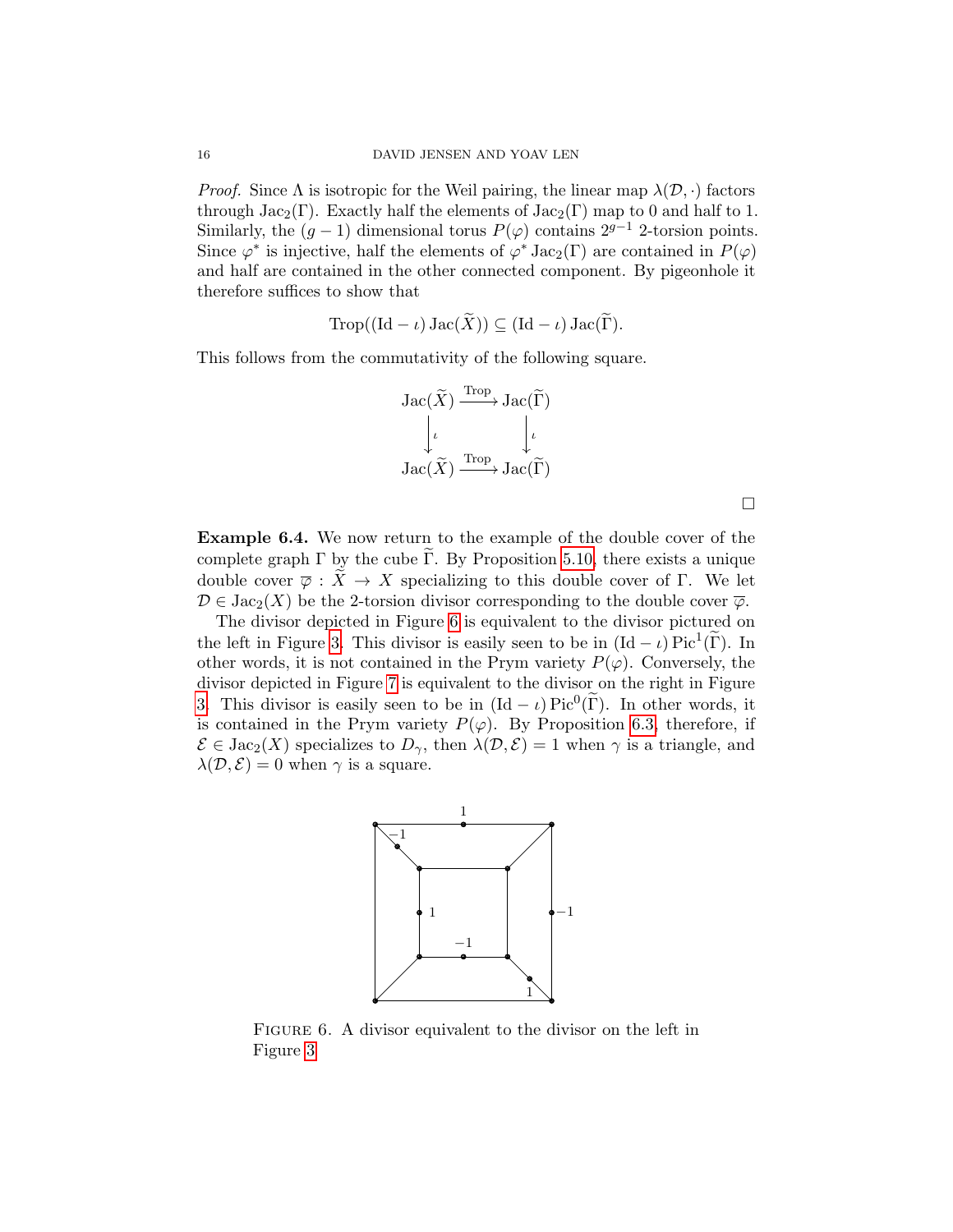*Proof.* Since $\Lambda$ is isotropic for the Weil pairing, the linear map $\lambda(\mathcal{D}, \cdot)$ factors through $\mathrm{Jac}_2(\Gamma)$. Exactly half the elements of $\mathrm{Jac}_2(\Gamma)$ map to 0 and half to 1. Similarly, the $(g-1)$ dimensional torus $P(\varphi)$ contains $2^{g-1}$ 2-torsion points. Since $\varphi^*$ is injective, half the elements of $\varphi^* \mathrm{Jac}_2(\Gamma)$ are contained in $P(\varphi)$ and half are contained in the other connected component. By pigeonhole it therefore suffices to show that

$$\mathrm{Trop}((\mathrm{Id} - \iota)\,\mathrm{Jac}(\widetilde{X})) \subseteq (\mathrm{Id} - \iota)\,\mathrm{Jac}(\widetilde{\Gamma}).$$

This follows from the commutativity of the following square.

$$\begin{array}{ccc}
\mathrm{Jac}(\widetilde{X}) & \xrightarrow{\mathrm{Trop}} & \mathrm{Jac}(\widetilde{\Gamma}) \\
\big\downarrow \iota & & \big\downarrow \iota \\
\mathrm{Jac}(\widetilde{X}) & \xrightarrow{\mathrm{Trop}} & \mathrm{Jac}(\widetilde{\Gamma})
\end{array}$$

□

**Example 6.4.** We now return to the example of the double cover of the complete graph $\Gamma$ by the cube $\widetilde{\Gamma}$. By Proposition 5.10, there exists a unique double cover $\overline{\varphi} : \widetilde{X} \to X$ specializing to this double cover of $\Gamma$. We let $\mathcal{D} \in \mathrm{Jac}_2(X)$ be the 2-torsion divisor corresponding to the double cover $\overline{\varphi}$.

The divisor depicted in Figure 6 is equivalent to the divisor pictured on the left in Figure 3. This divisor is easily seen to be in $(\mathrm{Id} - \iota)\,\mathrm{Pic}^1(\widetilde{\Gamma})$. In other words, it is not contained in the Prym variety $P(\varphi)$. Conversely, the divisor depicted in Figure 7 is equivalent to the divisor on the right in Figure 3. This divisor is easily seen to be in $(\mathrm{Id} - \iota)\,\mathrm{Pic}^0(\widetilde{\Gamma})$. In other words, it is contained in the Prym variety $P(\varphi)$. By Proposition 6.3, therefore, if $\mathcal{E} \in \mathrm{Jac}_2(X)$ specializes to $D_\gamma$, then $\lambda(\mathcal{D}, \mathcal{E}) = 1$ when $\gamma$ is a triangle, and $\lambda(\mathcal{D}, \mathcal{E}) = 0$ when $\gamma$ is a square.

FIGURE 6. A divisor equivalent to the divisor on the left in Figure 3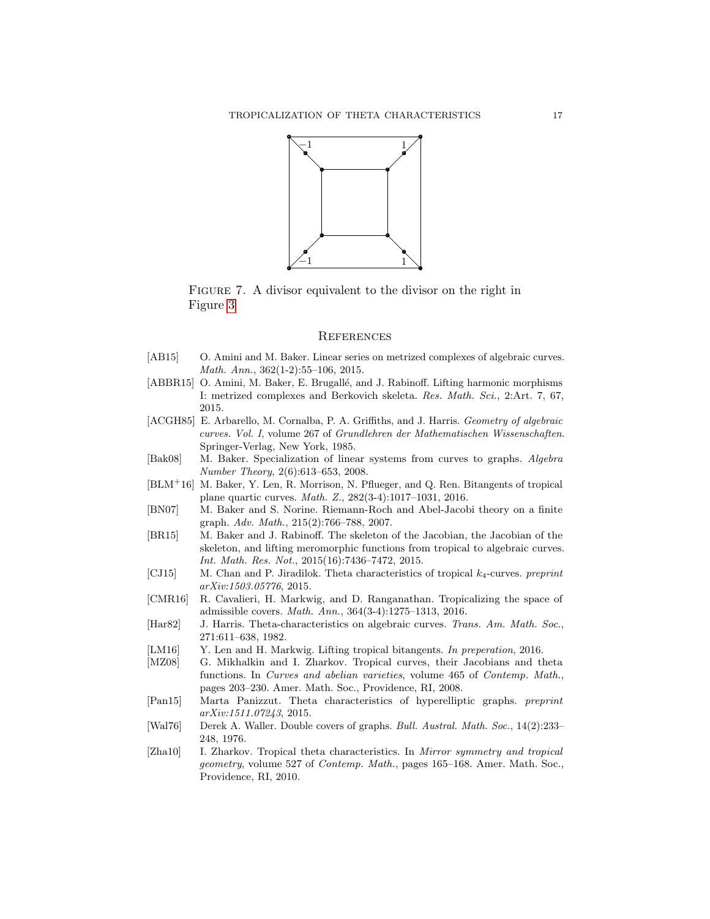−1

1

−1

1

Figure 7. A divisor equivalent to the divisor on the right in Figure 3

## References

[AB15] O. Amini and M. Baker. Linear series on metrized complexes of algebraic curves. *Math. Ann.*, 362(1-2):55–106, 2015.

[ABBR15] O. Amini, M. Baker, E. Brugallé, and J. Rabinoff. Lifting harmonic morphisms I: metrized complexes and Berkovich skeleta. *Res. Math. Sci.*, 2:Art. 7, 67, 2015.

[ACGH85] E. Arbarello, M. Cornalba, P. A. Griffiths, and J. Harris. *Geometry of algebraic curves. Vol. I*, volume 267 of *Grundlehren der Mathematischen Wissenschaften*. Springer-Verlag, New York, 1985.

[Bak08] M. Baker. Specialization of linear systems from curves to graphs. *Algebra Number Theory*, 2(6):613–653, 2008.

[BLM+16] M. Baker, Y. Len, R. Morrison, N. Pflueger, and Q. Ren. Bitangents of tropical plane quartic curves. *Math. Z.*, 282(3-4):1017–1031, 2016.

[BN07] M. Baker and S. Norine. Riemann-Roch and Abel-Jacobi theory on a finite graph. *Adv. Math.*, 215(2):766–788, 2007.

[BR15] M. Baker and J. Rabinoff. The skeleton of the Jacobian, the Jacobian of the skeleton, and lifting meromorphic functions from tropical to algebraic curves. *Int. Math. Res. Not.*, 2015(16):7436–7472, 2015.

[CJ15] M. Chan and P. Jiradilok. Theta characteristics of tropical $k_4$-curves. *preprint arXiv:1503.05776*, 2015.

[CMR16] R. Cavalieri, H. Markwig, and D. Ranganathan. Tropicalizing the space of admissible covers. *Math. Ann.*, 364(3-4):1275–1313, 2016.

[Har82] J. Harris. Theta-characteristics on algebraic curves. *Trans. Am. Math. Soc.*, 271:611–638, 1982.

[LM16] Y. Len and H. Markwig. Lifting tropical bitangents. *In preperation*, 2016.

[MZ08] G. Mikhalkin and I. Zharkov. Tropical curves, their Jacobians and theta functions. In *Curves and abelian varieties*, volume 465 of *Contemp. Math.*, pages 203–230. Amer. Math. Soc., Providence, RI, 2008.

[Pan15] Marta Panizzut. Theta characteristics of hyperelliptic graphs. *preprint arXiv:1511.07243*, 2015.

[Wal76] Derek A. Waller. Double covers of graphs. *Bull. Austral. Math. Soc.*, 14(2):233–248, 1976.

[Zha10] I. Zharkov. Tropical theta characteristics. In *Mirror symmetry and tropical geometry*, volume 527 of *Contemp. Math.*, pages 165–168. Amer. Math. Soc., Providence, RI, 2010.